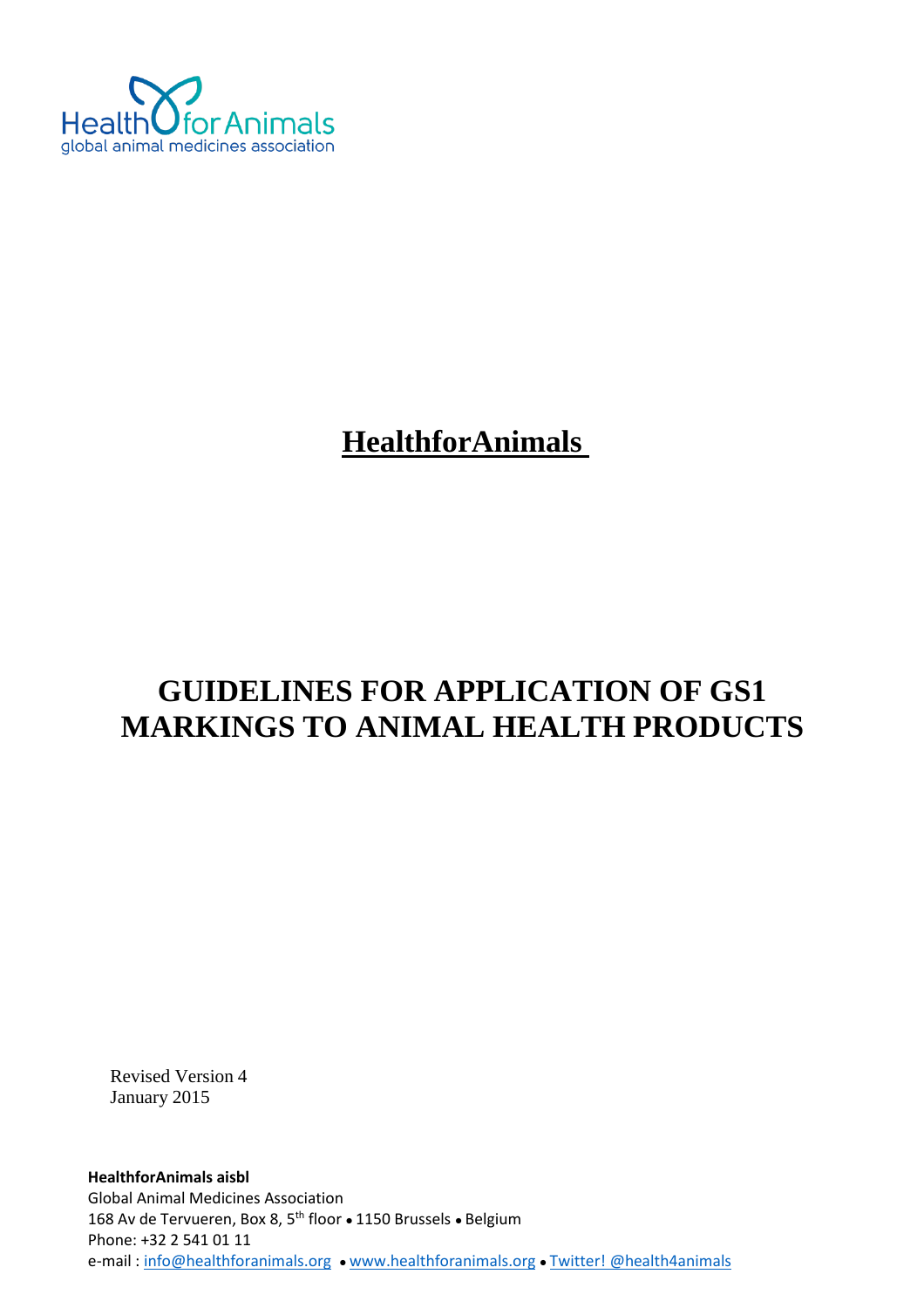Health for Animals
global animal medicines association

**HealthforAnimals**

# GUIDELINES FOR APPLICATION OF GS1 MARKINGS TO ANIMAL HEALTH PRODUCTS

Revised Version 4
January 2015

**HealthforAnimals aisbl**
Global Animal Medicines Association
168 Av de Tervueren, Box 8, 5th floor • 1150 Brussels • Belgium
Phone: +32 2 541 01 11
e-mail : info@healthforanimals.org • www.healthforanimals.org • Twitter! @health4animals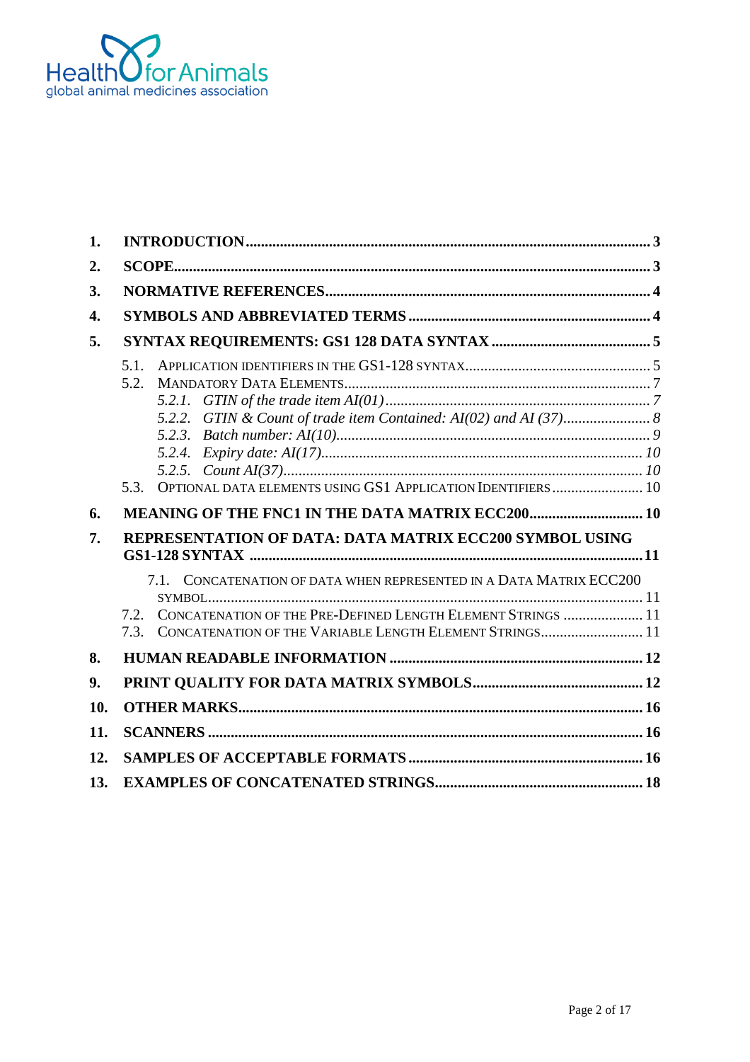| | | |
|---|---|---|
| **1.** | **INTRODUCTION** | **3** |
| **2.** | **SCOPE** | **3** |
| **3.** | **NORMATIVE REFERENCES** | **4** |
| **4.** | **SYMBOLS AND ABBREVIATED TERMS** | **4** |
| **5.** | **SYNTAX REQUIREMENTS: GS1 128 DATA SYNTAX** | **5** |
| | 5.1. APPLICATION IDENTIFIERS IN THE GS1-128 SYNTAX | 5 |
| | 5.2. MANDATORY DATA ELEMENTS | 7 |
| | *5.2.1. GTIN of the trade item AI(01)* | *7* |
| | *5.2.2. GTIN & Count of trade item Contained: AI(02) and AI (37)* | *8* |
| | *5.2.3. Batch number: AI(10)* | *9* |
| | *5.2.4. Expiry date: AI(17)* | *10* |
| | *5.2.5. Count AI(37)* | *10* |
| | 5.3. OPTIONAL DATA ELEMENTS USING GS1 APPLICATION IDENTIFIERS | 10 |
| **6.** | **MEANING OF THE FNC1 IN THE DATA MATRIX ECC200** | **10** |
| **7.** | **REPRESENTATION OF DATA: DATA MATRIX ECC200 SYMBOL USING GS1-128 SYNTAX** | **11** |
| | 7.1. CONCATENATION OF DATA WHEN REPRESENTED IN A DATA MATRIX ECC200 SYMBOL | 11 |
| | 7.2. CONCATENATION OF THE PRE-DEFINED LENGTH ELEMENT STRINGS | 11 |
| | 7.3. CONCATENATION OF THE VARIABLE LENGTH ELEMENT STRINGS | 11 |
| **8.** | **HUMAN READABLE INFORMATION** | **12** |
| **9.** | **PRINT QUALITY FOR DATA MATRIX SYMBOLS** | **12** |
| **10.** | **OTHER MARKS** | **16** |
| **11.** | **SCANNERS** | **16** |
| **12.** | **SAMPLES OF ACCEPTABLE FORMATS** | **16** |
| **13.** | **EXAMPLES OF CONCATENATED STRINGS** | **18** |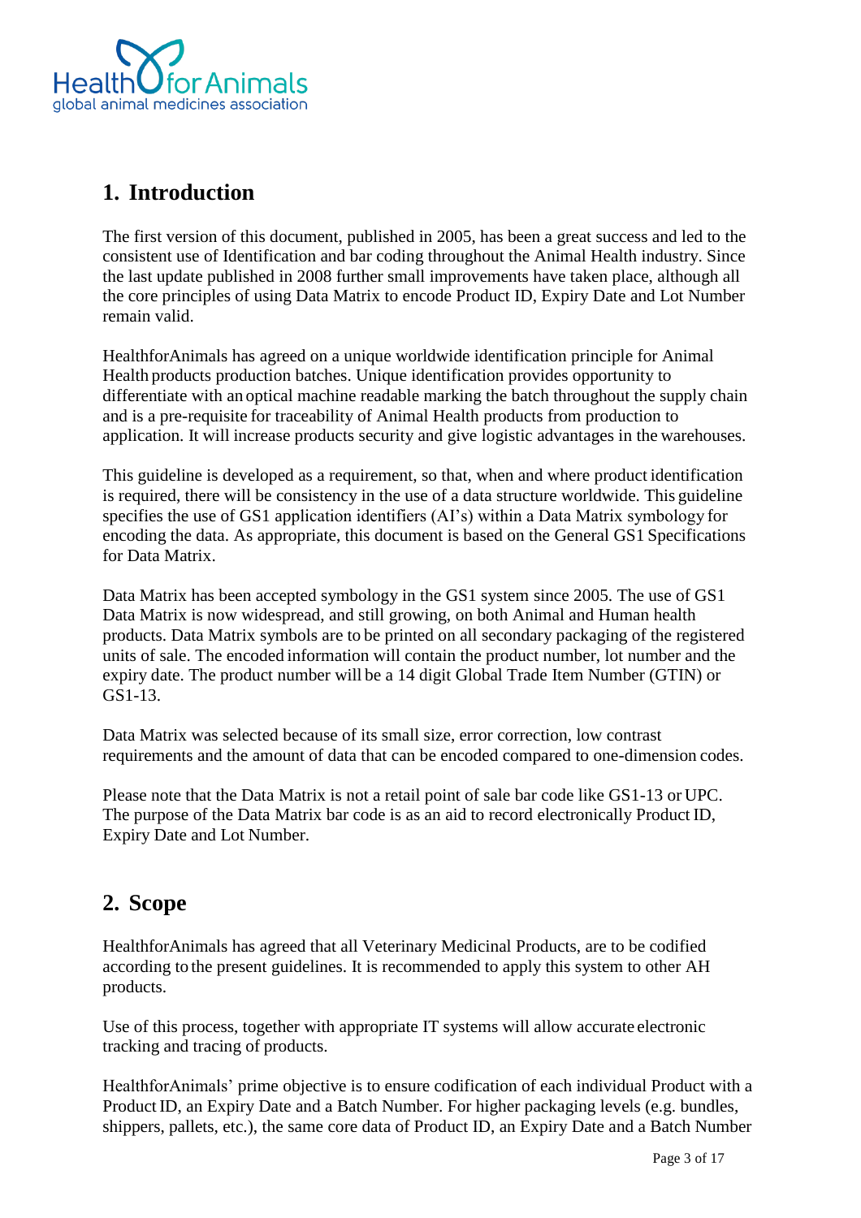## 1. Introduction

The first version of this document, published in 2005, has been a great success and led to the consistent use of Identification and bar coding throughout the Animal Health industry. Since the last update published in 2008 further small improvements have taken place, although all the core principles of using Data Matrix to encode Product ID, Expiry Date and Lot Number remain valid.

HealthforAnimals has agreed on a unique worldwide identification principle for Animal Health products production batches. Unique identification provides opportunity to differentiate with an optical machine readable marking the batch throughout the supply chain and is a pre-requisite for traceability of Animal Health products from production to application. It will increase products security and give logistic advantages in the warehouses.

This guideline is developed as a requirement, so that, when and where product identification is required, there will be consistency in the use of a data structure worldwide. This guideline specifies the use of GS1 application identifiers (AI's) within a Data Matrix symbology for encoding the data. As appropriate, this document is based on the General GS1 Specifications for Data Matrix.

Data Matrix has been accepted symbology in the GS1 system since 2005. The use of GS1 Data Matrix is now widespread, and still growing, on both Animal and Human health products. Data Matrix symbols are to be printed on all secondary packaging of the registered units of sale. The encoded information will contain the product number, lot number and the expiry date. The product number will be a 14 digit Global Trade Item Number (GTIN) or GS1-13.

Data Matrix was selected because of its small size, error correction, low contrast requirements and the amount of data that can be encoded compared to one-dimension codes.

Please note that the Data Matrix is not a retail point of sale bar code like GS1-13 or UPC. The purpose of the Data Matrix bar code is as an aid to record electronically Product ID, Expiry Date and Lot Number.

## 2. Scope

HealthforAnimals has agreed that all Veterinary Medicinal Products, are to be codified according to the present guidelines. It is recommended to apply this system to other AH products.

Use of this process, together with appropriate IT systems will allow accurate electronic tracking and tracing of products.

HealthforAnimals' prime objective is to ensure codification of each individual Product with a Product ID, an Expiry Date and a Batch Number. For higher packaging levels (e.g. bundles, shippers, pallets, etc.), the same core data of Product ID, an Expiry Date and a Batch Number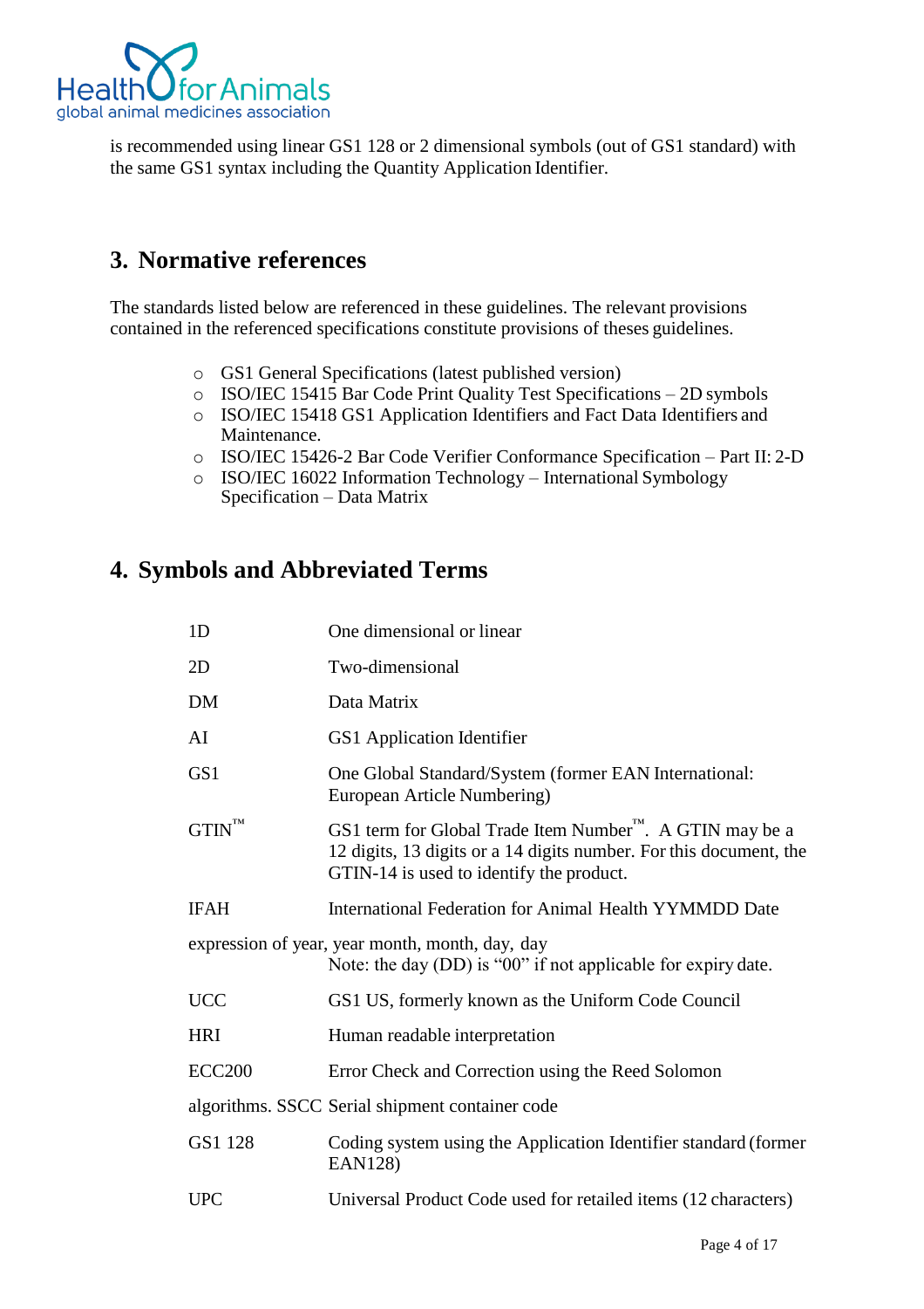is recommended using linear GS1 128 or 2 dimensional symbols (out of GS1 standard) with the same GS1 syntax including the Quantity Application Identifier.

## 3. Normative references

The standards listed below are referenced in these guidelines. The relevant provisions contained in the referenced specifications constitute provisions of theses guidelines.

- GS1 General Specifications (latest published version)
- ISO/IEC 15415 Bar Code Print Quality Test Specifications – 2D symbols
- ISO/IEC 15418 GS1 Application Identifiers and Fact Data Identifiers and Maintenance.
- ISO/IEC 15426-2 Bar Code Verifier Conformance Specification – Part II: 2-D
- ISO/IEC 16022 Information Technology – International Symbology Specification – Data Matrix

## 4. Symbols and Abbreviated Terms

| | |
|---|---|
| 1D | One dimensional or linear |
| 2D | Two-dimensional |
| DM | Data Matrix |
| AI | GS1 Application Identifier |
| GS1 | One Global Standard/System (former EAN International: European Article Numbering) |
| GTIN™ | GS1 term for Global Trade Item Number™. A GTIN may be a 12 digits, 13 digits or a 14 digits number. For this document, the GTIN-14 is used to identify the product. |
| IFAH | International Federation for Animal Health YYMMDD Date |

expression of year, year month, month, day, day
Note: the day (DD) is "00" if not applicable for expiry date.

| | |
|---|---|
| UCC | GS1 US, formerly known as the Uniform Code Council |
| HRI | Human readable interpretation |
| ECC200 | Error Check and Correction using the Reed Solomon |

algorithms. SSCC Serial shipment container code

| | |
|---|---|
| GS1 128 | Coding system using the Application Identifier standard (former EAN128) |
| UPC | Universal Product Code used for retailed items (12 characters) |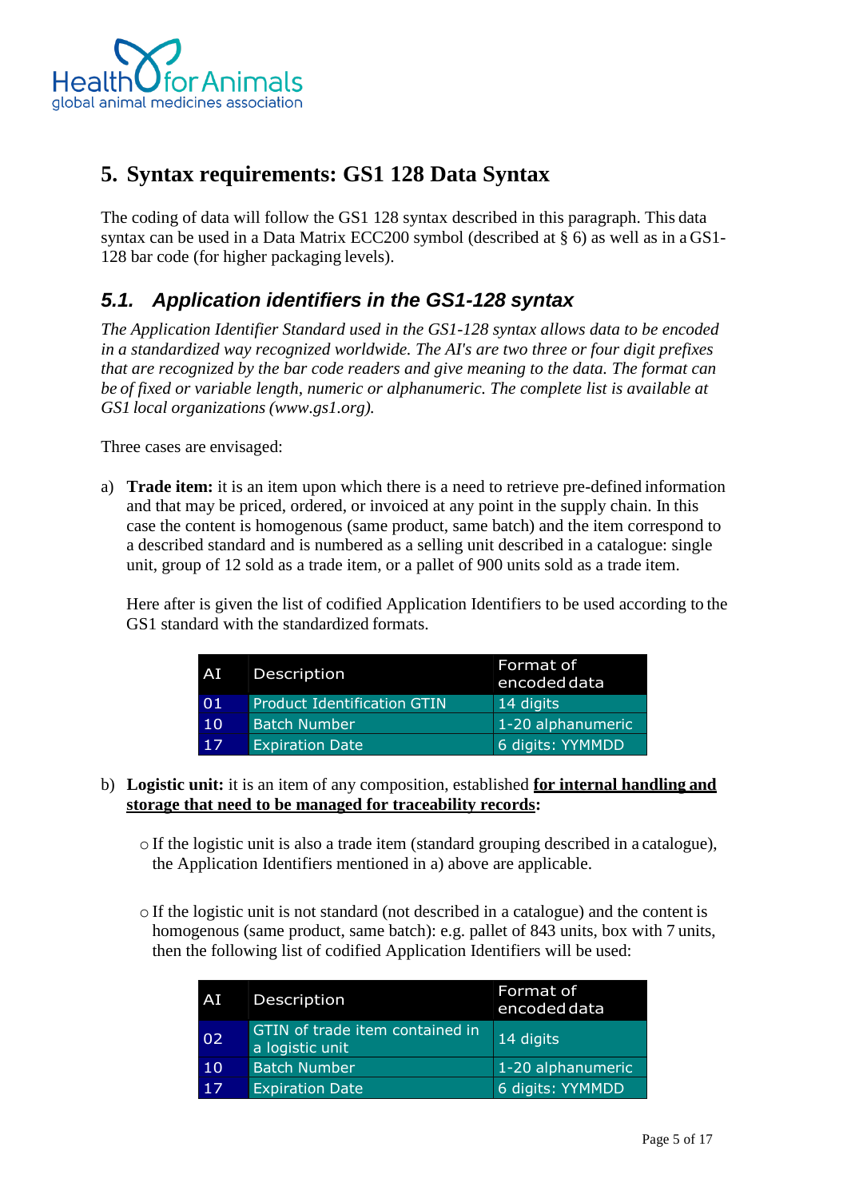## 5. Syntax requirements: GS1 128 Data Syntax

The coding of data will follow the GS1 128 syntax described in this paragraph. This data syntax can be used in a Data Matrix ECC200 symbol (described at § 6) as well as in a GS1-128 bar code (for higher packaging levels).

### *5.1. Application identifiers in the GS1-128 syntax*

*The Application Identifier Standard used in the GS1-128 syntax allows data to be encoded in a standardized way recognized worldwide. The AI's are two three or four digit prefixes that are recognized by the bar code readers and give meaning to the data. The format can be of fixed or variable length, numeric or alphanumeric. The complete list is available at GS1 local organizations (www.gs1.org).*

Three cases are envisaged:

a) **Trade item:** it is an item upon which there is a need to retrieve pre-defined information and that may be priced, ordered, or invoiced at any point in the supply chain. In this case the content is homogenous (same product, same batch) and the item correspond to a described standard and is numbered as a selling unit described in a catalogue: single unit, group of 12 sold as a trade item, or a pallet of 900 units sold as a trade item.

   Here after is given the list of codified Application Identifiers to be used according to the GS1 standard with the standardized formats.

| AI | Description | Format of encoded data |
|---|---|---|
| 01 | Product Identification GTIN | 14 digits |
| 10 | Batch Number | 1-20 alphanumeric |
| 17 | Expiration Date | 6 digits: YYMMDD |

b) **Logistic unit:** it is an item of any composition, established **<u>for internal handling and storage that need to be managed for traceability records</u>:**

   - If the logistic unit is also a trade item (standard grouping described in a catalogue), the Application Identifiers mentioned in a) above are applicable.

   - If the logistic unit is not standard (not described in a catalogue) and the content is homogenous (same product, same batch): e.g. pallet of 843 units, box with 7 units, then the following list of codified Application Identifiers will be used:

| AI | Description | Format of encoded data |
|---|---|---|
| 02 | GTIN of trade item contained in a logistic unit | 14 digits |
| 10 | Batch Number | 1-20 alphanumeric |
| 17 | Expiration Date | 6 digits: YYMMDD |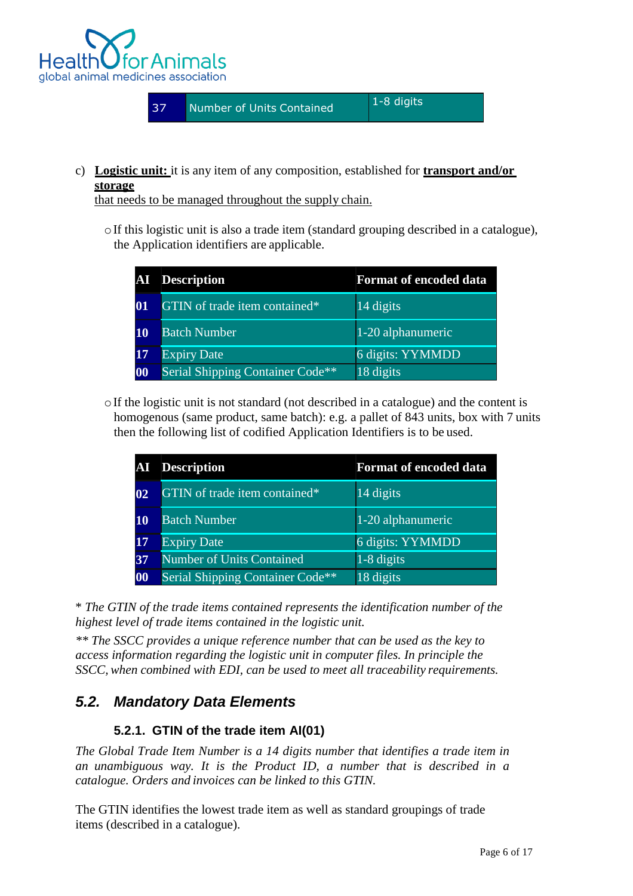| 37 | Number of Units Contained | 1-8 digits |
|---|---|---|

c) **Logistic unit:** it is any item of any composition, established for **transport and/or storage** that needs to be managed throughout the supply chain.

- If this logistic unit is also a trade item (standard grouping described in a catalogue), the Application identifiers are applicable.

| AI | Description | Format of encoded data |
|---|---|---|
| 01 | GTIN of trade item contained* | 14 digits |
| 10 | Batch Number | 1-20 alphanumeric |
| 17 | Expiry Date | 6 digits: YYMMDD |
| 00 | Serial Shipping Container Code** | 18 digits |

- If the logistic unit is not standard (not described in a catalogue) and the content is homogenous (same product, same batch): e.g. a pallet of 843 units, box with 7 units then the following list of codified Application Identifiers is to be used.

| AI | Description | Format of encoded data |
|---|---|---|
| 02 | GTIN of trade item contained* | 14 digits |
| 10 | Batch Number | 1-20 alphanumeric |
| 17 | Expiry Date | 6 digits: YYMMDD |
| 37 | Number of Units Contained | 1-8 digits |
| 00 | Serial Shipping Container Code** | 18 digits |

*\* The GTIN of the trade items contained represents the identification number of the highest level of trade items contained in the logistic unit.*

*\*\* The SSCC provides a unique reference number that can be used as the key to access information regarding the logistic unit in computer files. In principle the SSCC, when combined with EDI, can be used to meet all traceability requirements.*

## 5.2. Mandatory Data Elements

### 5.2.1. GTIN of the trade item AI(01)

*The Global Trade Item Number is a 14 digits number that identifies a trade item in an unambiguous way. It is the Product ID, a number that is described in a catalogue. Orders and invoices can be linked to this GTIN.*

The GTIN identifies the lowest trade item as well as standard groupings of trade items (described in a catalogue).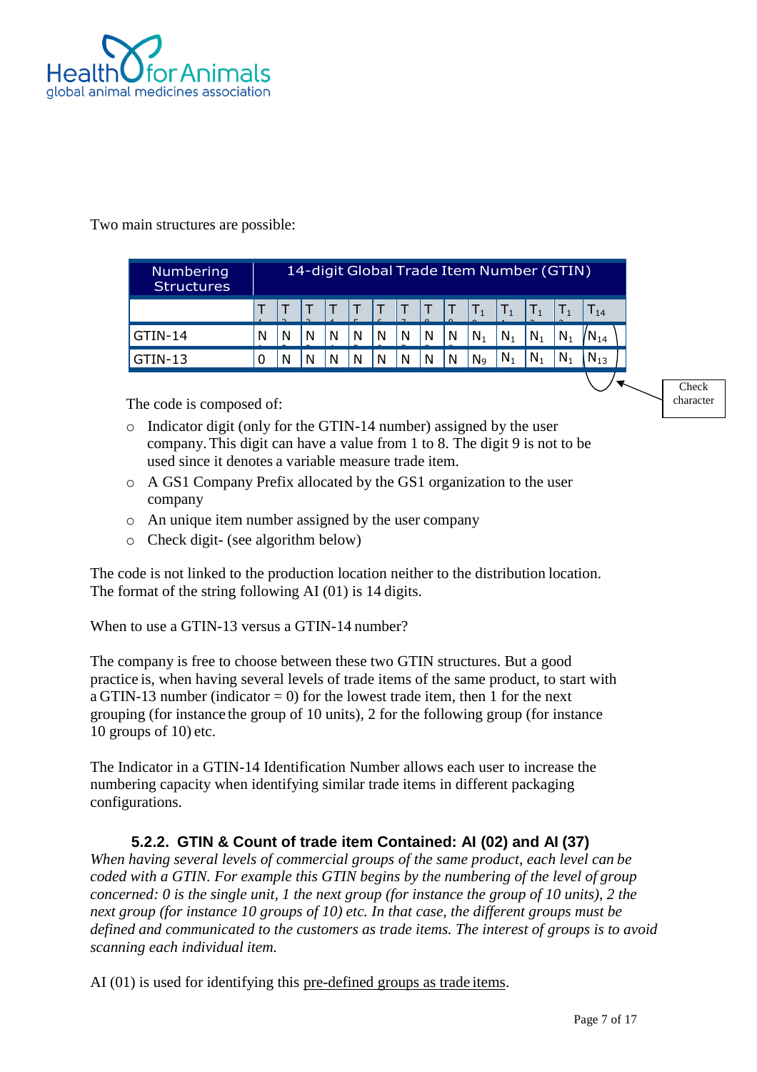Two main structures are possible:

| Numbering Structures | 14-digit Global Trade Item Number (GTIN) | | | | | | | | | | | | | |
|---|---|---|---|---|---|---|---|---|---|---|---|---|---|---|
| | $T_1$ | $T_2$ | $T_3$ | $T_4$ | $T_5$ | $T_6$ | $T_7$ | $T_8$ | $T_9$ | $T_{10}$ | $T_{11}$ | $T_{12}$ | $T_{13}$ | $T_{14}$ |
| GTIN-14 | $N_1$ | $N_2$ | $N_3$ | $N_4$ | $N_5$ | $N_6$ | $N_7$ | $N_8$ | $N_9$ | $N_{10}$ | $N_{11}$ | $N_{12}$ | $N_{13}$ | $N_{14}$ |
| GTIN-13 | 0 | $N_1$ | $N_2$ | $N_3$ | $N_4$ | $N_5$ | $N_6$ | $N_7$ | $N_8$ | $N_9$ | $N_{10}$ | $N_{11}$ | $N_{12}$ | $N_{13}$ |

Check character

The code is composed of:

- Indicator digit (only for the GTIN-14 number) assigned by the user company. This digit can have a value from 1 to 8. The digit 9 is not to be used since it denotes a variable measure trade item.
- A GS1 Company Prefix allocated by the GS1 organization to the user company
- An unique item number assigned by the user company
- Check digit- (see algorithm below)

The code is not linked to the production location neither to the distribution location. The format of the string following AI (01) is 14 digits.

When to use a GTIN-13 versus a GTIN-14 number?

The company is free to choose between these two GTIN structures. But a good practice is, when having several levels of trade items of the same product, to start with a GTIN-13 number (indicator = 0) for the lowest trade item, then 1 for the next grouping (for instance the group of 10 units), 2 for the following group (for instance 10 groups of 10) etc.

The Indicator in a GTIN-14 Identification Number allows each user to increase the numbering capacity when identifying similar trade items in different packaging configurations.

### 5.2.2. GTIN & Count of trade item Contained: AI (02) and AI (37)

*When having several levels of commercial groups of the same product, each level can be coded with a GTIN. For example this GTIN begins by the numbering of the level of group concerned: 0 is the single unit, 1 the next group (for instance the group of 10 units), 2 the next group (for instance 10 groups of 10) etc. In that case, the different groups must be defined and communicated to the customers as trade items. The interest of groups is to avoid scanning each individual item.*

AI (01) is used for identifying this pre-defined groups as trade items.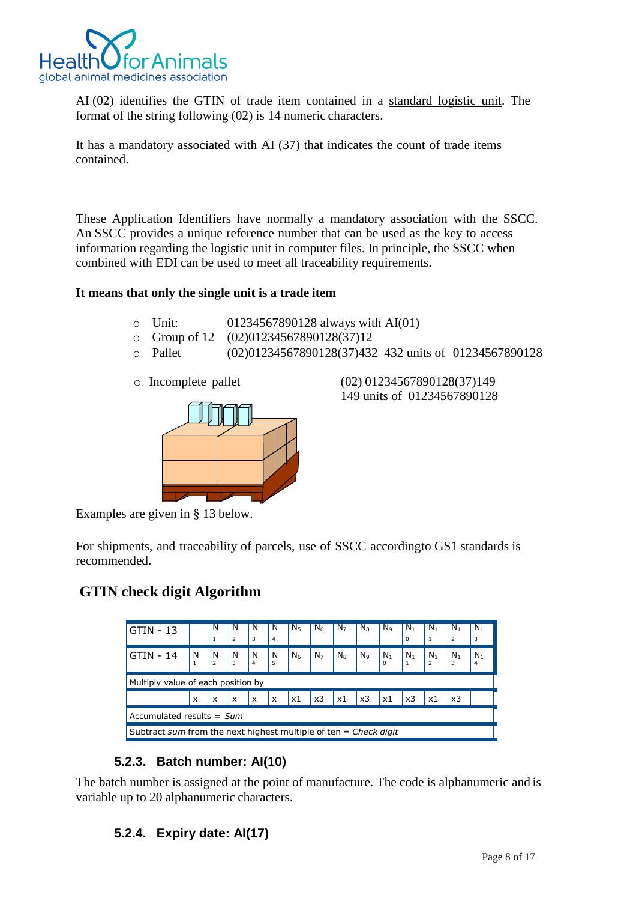AI (02) identifies the GTIN of trade item contained in a standard logistic unit. The format of the string following (02) is 14 numeric characters.

It has a mandatory associated with AI (37) that indicates the count of trade items contained.

These Application Identifiers have normally a mandatory association with the SSCC. An SSCC provides a unique reference number that can be used as the key to access information regarding the logistic unit in computer files. In principle, the SSCC when combined with EDI can be used to meet all traceability requirements.

**It means that only the single unit is a trade item**

- Unit: 01234567890128 always with AI(01)
- Group of 12 (02)01234567890128(37)12
- Pallet (02)01234567890128(37)432 432 units of 01234567890128
- Incomplete pallet (02) 01234567890128(37)149 149 units of 01234567890128

Examples are given in § 13 below.

For shipments, and traceability of parcels, use of SSCC accordingto GS1 standards is recommended.

## GTIN check digit Algorithm

| GTIN - 13 | | $N_1$ | $N_2$ | $N_3$ | $N_4$ | $N_5$ | $N_6$ | $N_7$ | $N_8$ | $N_9$ | $N_{10}$ | $N_{11}$ | $N_{12}$ | $N_{13}$ |
|---|---|---|---|---|---|---|---|---|---|---|---|---|---|---|
| GTIN - 14 | $N_1$ | $N_2$ | $N_3$ | $N_4$ | $N_5$ | $N_6$ | $N_7$ | $N_8$ | $N_9$ | $N_{10}$ | $N_{11}$ | $N_{12}$ | $N_{13}$ | $N_{14}$ |
| Multiply value of each position by | | | | | | | | | | | | | | |
| | x | x | x | x | x | x1 | x3 | x1 | x3 | x1 | x3 | x1 | x3 | |
| Accumulated results = *Sum* | | | | | | | | | | | | | | |
| Subtract *sum* from the next highest multiple of ten = *Check digit* | | | | | | | | | | | | | | |

### 5.2.3. Batch number: AI(10)

The batch number is assigned at the point of manufacture. The code is alphanumeric and is variable up to 20 alphanumeric characters.

### 5.2.4. Expiry date: AI(17)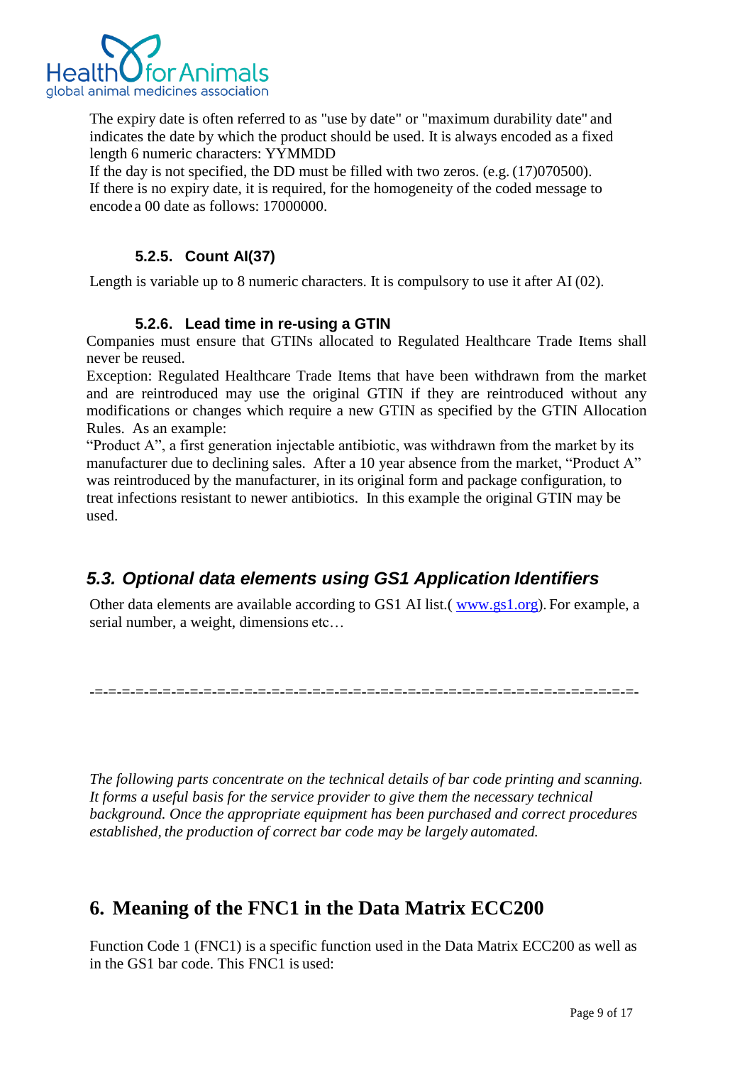The expiry date is often referred to as "use by date" or "maximum durability date" and indicates the date by which the product should be used. It is always encoded as a fixed length 6 numeric characters: YYMMDD
If the day is not specified, the DD must be filled with two zeros. (e.g. (17)070500).
If there is no expiry date, it is required, for the homogeneity of the coded message to encode a 00 date as follows: 17000000.

#### 5.2.5. Count AI(37)

Length is variable up to 8 numeric characters. It is compulsory to use it after AI (02).

#### 5.2.6. Lead time in re-using a GTIN

Companies must ensure that GTINs allocated to Regulated Healthcare Trade Items shall never be reused.
Exception: Regulated Healthcare Trade Items that have been withdrawn from the market and are reintroduced may use the original GTIN if they are reintroduced without any modifications or changes which require a new GTIN as specified by the GTIN Allocation Rules. As an example:
"Product A", a first generation injectable antibiotic, was withdrawn from the market by its manufacturer due to declining sales. After a 10 year absence from the market, "Product A" was reintroduced by the manufacturer, in its original form and package configuration, to treat infections resistant to newer antibiotics. In this example the original GTIN may be used.

### *5.3. Optional data elements using GS1 Application Identifiers*

Other data elements are available according to GS1 AI list.( [www.gs1.org](www.gs1.org)). For example, a serial number, a weight, dimensions etc…

-=-=-=-=-=-=-=-=-=-=-=-=-=-=-=-=-=-=-=-=-=-=-=-=-=-=-=-=-=-=-=-=-=-=-=-=-=-=-=-=-=-=-=-

*The following parts concentrate on the technical details of bar code printing and scanning. It forms a useful basis for the service provider to give them the necessary technical background. Once the appropriate equipment has been purchased and correct procedures established, the production of correct bar code may be largely automated.*

## 6. Meaning of the FNC1 in the Data Matrix ECC200

Function Code 1 (FNC1) is a specific function used in the Data Matrix ECC200 as well as in the GS1 bar code. This FNC1 is used: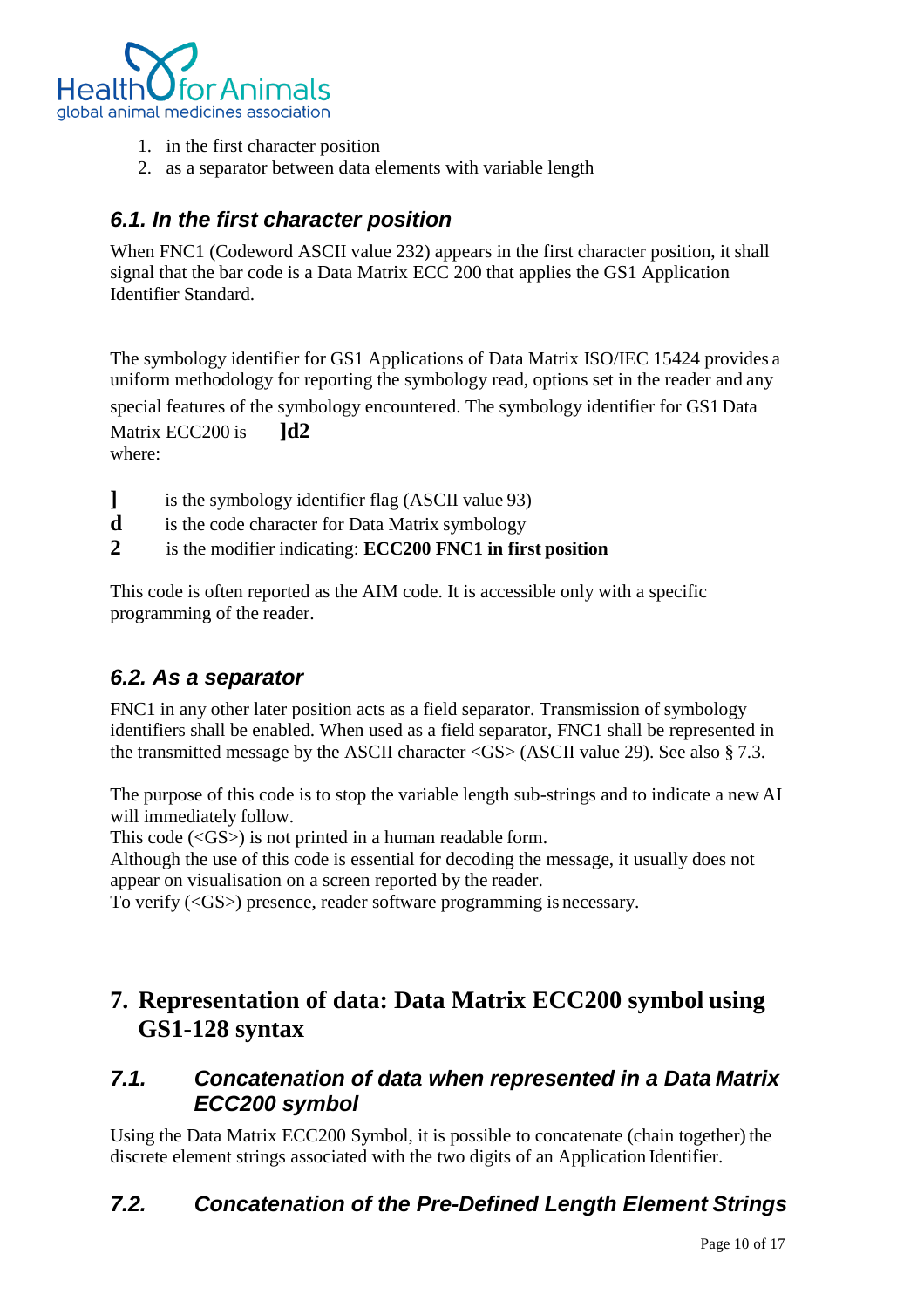1. in the first character position
2. as a separator between data elements with variable length

### *6.1. In the first character position*

When FNC1 (Codeword ASCII value 232) appears in the first character position, it shall signal that the bar code is a Data Matrix ECC 200 that applies the GS1 Application Identifier Standard.

The symbology identifier for GS1 Applications of Data Matrix ISO/IEC 15424 provides a uniform methodology for reporting the symbology read, options set in the reader and any special features of the symbology encountered. The symbology identifier for GS1 Data Matrix ECC200 is **]d2**
where:

**]** is the symbology identifier flag (ASCII value 93)
**d** is the code character for Data Matrix symbology
**2** is the modifier indicating: **ECC200 FNC1 in first position**

This code is often reported as the AIM code. It is accessible only with a specific programming of the reader.

### *6.2. As a separator*

FNC1 in any other later position acts as a field separator. Transmission of symbology identifiers shall be enabled. When used as a field separator, FNC1 shall be represented in the transmitted message by the ASCII character <GS> (ASCII value 29). See also § 7.3.

The purpose of this code is to stop the variable length sub-strings and to indicate a new AI will immediately follow.
This code (<GS>) is not printed in a human readable form.
Although the use of this code is essential for decoding the message, it usually does not appear on visualisation on a screen reported by the reader.
To verify (<GS>) presence, reader software programming is necessary.

## 7. Representation of data: Data Matrix ECC200 symbol using GS1-128 syntax

### *7.1. Concatenation of data when represented in a Data Matrix ECC200 symbol*

Using the Data Matrix ECC200 Symbol, it is possible to concatenate (chain together) the discrete element strings associated with the two digits of an Application Identifier.

### *7.2. Concatenation of the Pre-Defined Length Element Strings*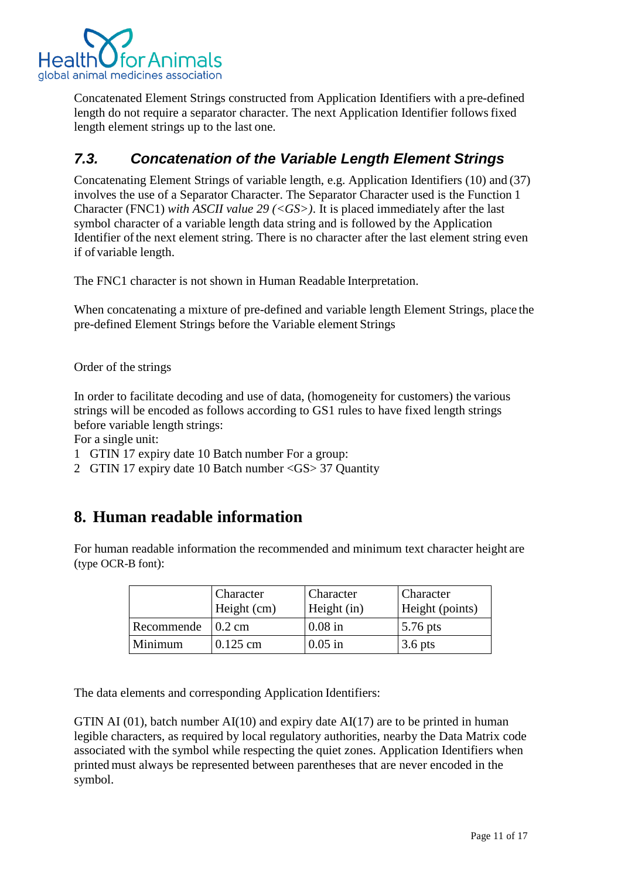Concatenated Element Strings constructed from Application Identifiers with a pre-defined length do not require a separator character. The next Application Identifier follows fixed length element strings up to the last one.

### *7.3. Concatenation of the Variable Length Element Strings*

Concatenating Element Strings of variable length, e.g. Application Identifiers (10) and (37) involves the use of a Separator Character. The Separator Character used is the Function 1 Character (FNC1) *with ASCII value 29 (<GS>)*. It is placed immediately after the last symbol character of a variable length data string and is followed by the Application Identifier of the next element string. There is no character after the last element string even if of variable length.

The FNC1 character is not shown in Human Readable Interpretation.

When concatenating a mixture of pre-defined and variable length Element Strings, place the pre-defined Element Strings before the Variable element Strings

Order of the strings

In order to facilitate decoding and use of data, (homogeneity for customers) the various strings will be encoded as follows according to GS1 rules to have fixed length strings before variable length strings:
For a single unit:

1 GTIN 17 expiry date 10 Batch number For a group:
2 GTIN 17 expiry date 10 Batch number <GS> 37 Quantity

## 8. Human readable information

For human readable information the recommended and minimum text character height are (type OCR-B font):

| | Character Height (cm) | Character Height (in) | Character Height (points) |
|---|---|---|---|
| Recommende | 0.2 cm | 0.08 in | 5.76 pts |
| Minimum | 0.125 cm | 0.05 in | 3.6 pts |

The data elements and corresponding Application Identifiers:

GTIN AI (01), batch number AI(10) and expiry date AI(17) are to be printed in human legible characters, as required by local regulatory authorities, nearby the Data Matrix code associated with the symbol while respecting the quiet zones. Application Identifiers when printed must always be represented between parentheses that are never encoded in the symbol.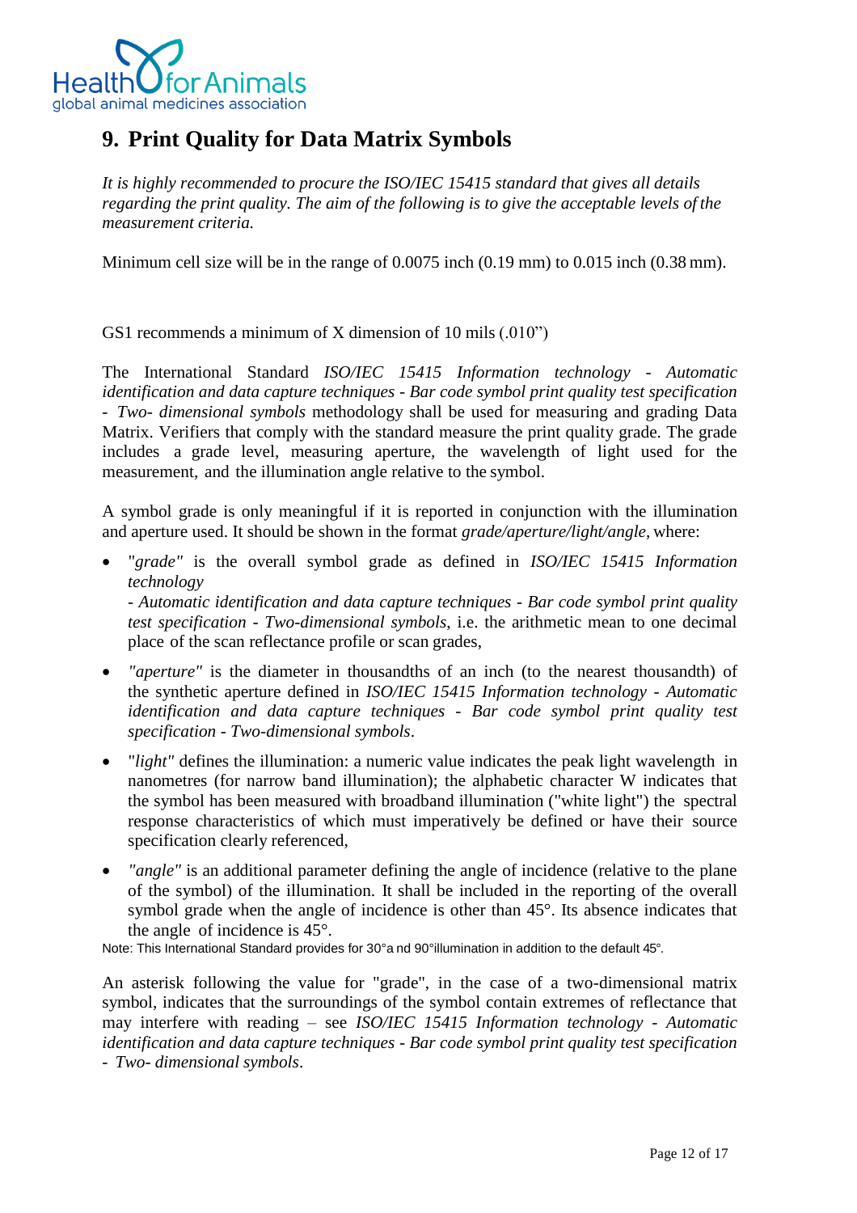## 9. Print Quality for Data Matrix Symbols

*It is highly recommended to procure the ISO/IEC 15415 standard that gives all details regarding the print quality. The aim of the following is to give the acceptable levels of the measurement criteria.*

Minimum cell size will be in the range of 0.0075 inch (0.19 mm) to 0.015 inch (0.38 mm).

GS1 recommends a minimum of X dimension of 10 mils (.010")

The International Standard *ISO/IEC 15415 Information technology - Automatic identification and data capture techniques - Bar code symbol print quality test specification - Two- dimensional symbols* methodology shall be used for measuring and grading Data Matrix. Verifiers that comply with the standard measure the print quality grade. The grade includes a grade level, measuring aperture, the wavelength of light used for the measurement, and the illumination angle relative to the symbol.

A symbol grade is only meaningful if it is reported in conjunction with the illumination and aperture used. It should be shown in the format *grade/aperture/light/angle*, where:

- "*grade"* is the overall symbol grade as defined in *ISO/IEC 15415 Information technology - Automatic identification and data capture techniques - Bar code symbol print quality test specification - Two-dimensional symbols*, i.e. the arithmetic mean to one decimal place of the scan reflectance profile or scan grades,
- *"aperture"* is the diameter in thousandths of an inch (to the nearest thousandth) of the synthetic aperture defined in *ISO/IEC 15415 Information technology - Automatic identification and data capture techniques - Bar code symbol print quality test specification - Two-dimensional symbols*.
- "*light"* defines the illumination: a numeric value indicates the peak light wavelength in nanometres (for narrow band illumination); the alphabetic character W indicates that the symbol has been measured with broadband illumination ("white light") the spectral response characteristics of which must imperatively be defined or have their source specification clearly referenced,
- *"angle"* is an additional parameter defining the angle of incidence (relative to the plane of the symbol) of the illumination. It shall be included in the reporting of the overall symbol grade when the angle of incidence is other than 45°. Its absence indicates that the angle of incidence is 45°.

Note: This International Standard provides for 30°a nd 90°illumination in addition to the default 45°.

An asterisk following the value for "grade", in the case of a two-dimensional matrix symbol, indicates that the surroundings of the symbol contain extremes of reflectance that may interfere with reading – see *ISO/IEC 15415 Information technology - Automatic identification and data capture techniques - Bar code symbol print quality test specification - Two- dimensional symbols*.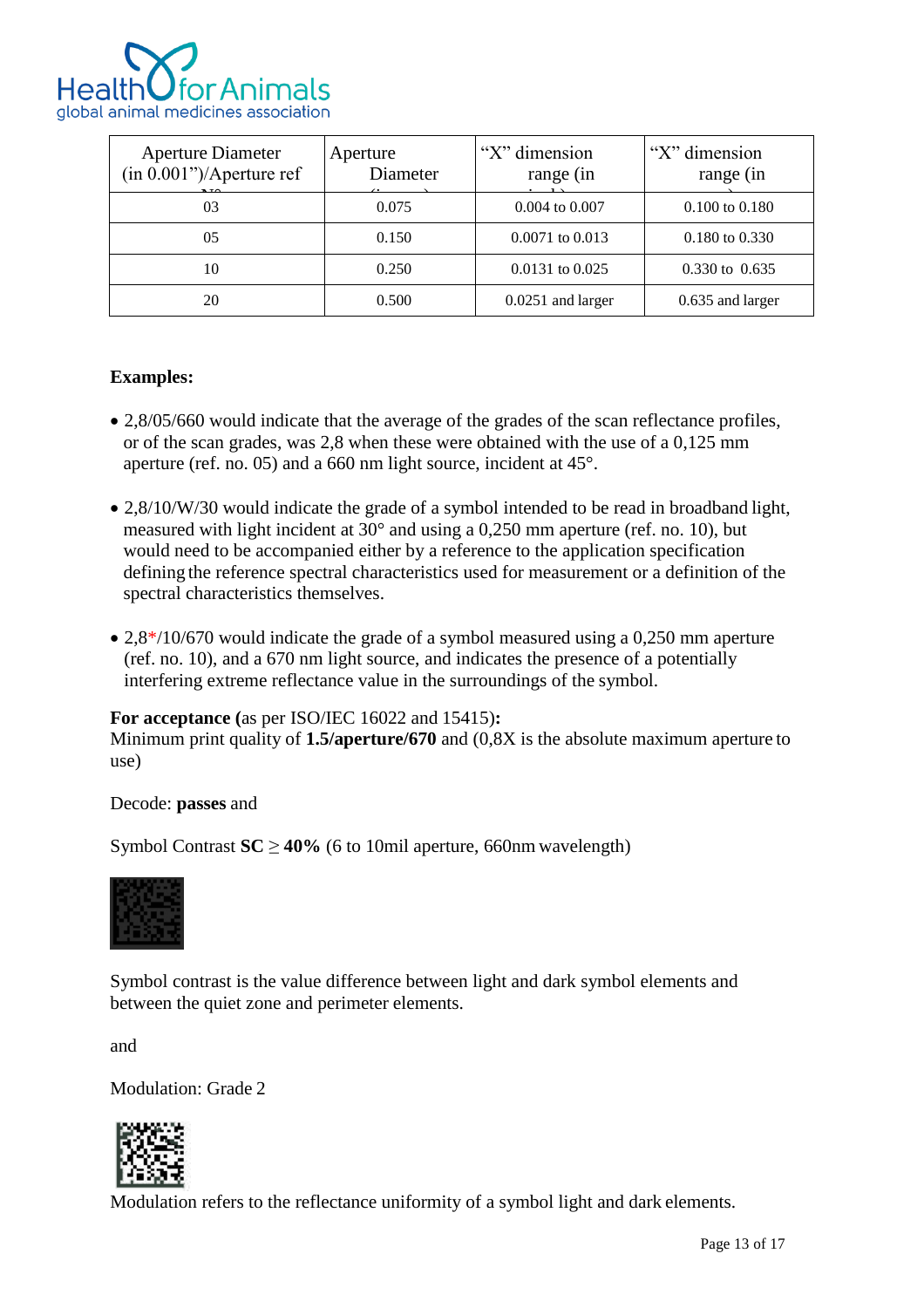| Aperture Diameter (in 0.001")/Aperture ref N° | Aperture Diameter (in mm) | "X" dimension range (in inch) | "X" dimension range (in mm) |
|---|---|---|---|
| 03 | 0.075 | 0.004 to 0.007 | 0.100 to 0.180 |
| 05 | 0.150 | 0.0071 to 0.013 | 0.180 to 0.330 |
| 10 | 0.250 | 0.0131 to 0.025 | 0.330 to 0.635 |
| 20 | 0.500 | 0.0251 and larger | 0.635 and larger |

**Examples:**

- 2,8/05/660 would indicate that the average of the grades of the scan reflectance profiles, or of the scan grades, was 2,8 when these were obtained with the use of a 0,125 mm aperture (ref. no. 05) and a 660 nm light source, incident at 45°.
- 2,8/10/W/30 would indicate the grade of a symbol intended to be read in broadband light, measured with light incident at 30° and using a 0,250 mm aperture (ref. no. 10), but would need to be accompanied either by a reference to the application specification defining the reference spectral characteristics used for measurement or a definition of the spectral characteristics themselves.
- 2,8*/10/670 would indicate the grade of a symbol measured using a 0,250 mm aperture (ref. no. 10), and a 670 nm light source, and indicates the presence of a potentially interfering extreme reflectance value in the surroundings of the symbol.

**For acceptance (**as per ISO/IEC 16022 and 15415)**:**
Minimum print quality of **1.5/aperture/670** and (0,8X is the absolute maximum aperture to use)

Decode: **passes** and

Symbol Contrast **SC** ≥ **40%** (6 to 10mil aperture, 660nm wavelength)

Symbol contrast is the value difference between light and dark symbol elements and between the quiet zone and perimeter elements.

and

Modulation: Grade 2

Modulation refers to the reflectance uniformity of a symbol light and dark elements.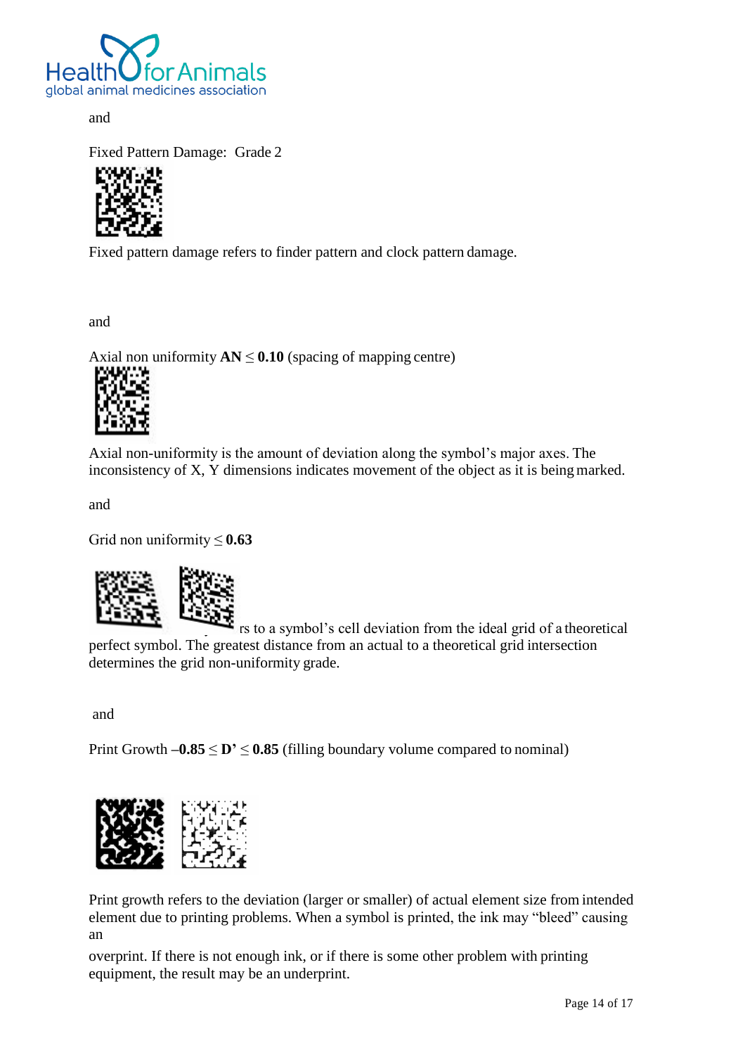and

Fixed Pattern Damage: Grade 2

Fixed pattern damage refers to finder pattern and clock pattern damage.

and

Axial non uniformity **AN** ≤ **0.10** (spacing of mapping centre)

Axial non-uniformity is the amount of deviation along the symbol's major axes. The inconsistency of X, Y dimensions indicates movement of the object as it is being marked.

and

Grid non uniformity ≤ **0.63**

rs to a symbol's cell deviation from the ideal grid of a theoretical perfect symbol. The greatest distance from an actual to a theoretical grid intersection determines the grid non-uniformity grade.

and

Print Growth **–0.85** ≤ **D'** ≤ **0.85** (filling boundary volume compared to nominal)

Print growth refers to the deviation (larger or smaller) of actual element size from intended element due to printing problems. When a symbol is printed, the ink may "bleed" causing an

overprint. If there is not enough ink, or if there is some other problem with printing equipment, the result may be an underprint.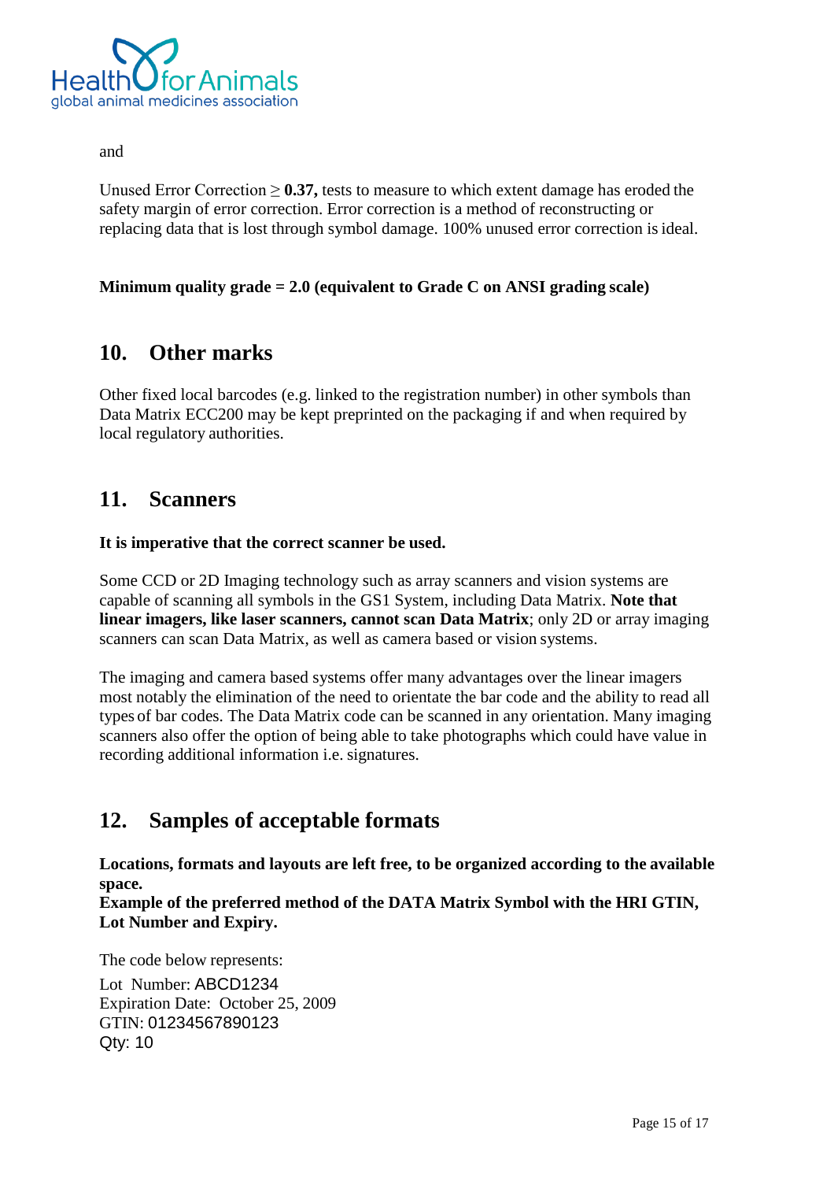and

Unused Error Correction ≥ **0.37,** tests to measure to which extent damage has eroded the safety margin of error correction. Error correction is a method of reconstructing or replacing data that is lost through symbol damage. 100% unused error correction is ideal.

**Minimum quality grade = 2.0 (equivalent to Grade C on ANSI grading scale)**

## 10. Other marks

Other fixed local barcodes (e.g. linked to the registration number) in other symbols than Data Matrix ECC200 may be kept preprinted on the packaging if and when required by local regulatory authorities.

## 11. Scanners

**It is imperative that the correct scanner be used.**

Some CCD or 2D Imaging technology such as array scanners and vision systems are capable of scanning all symbols in the GS1 System, including Data Matrix. **Note that linear imagers, like laser scanners, cannot scan Data Matrix**; only 2D or array imaging scanners can scan Data Matrix, as well as camera based or vision systems.

The imaging and camera based systems offer many advantages over the linear imagers most notably the elimination of the need to orientate the bar code and the ability to read all types of bar codes. The Data Matrix code can be scanned in any orientation. Many imaging scanners also offer the option of being able to take photographs which could have value in recording additional information i.e. signatures.

## 12. Samples of acceptable formats

**Locations, formats and layouts are left free, to be organized according to the available space.**
**Example of the preferred method of the DATA Matrix Symbol with the HRI GTIN, Lot Number and Expiry.**

The code below represents:

Lot Number: ABCD1234
Expiration Date: October 25, 2009
GTIN: 01234567890123
Qty: 10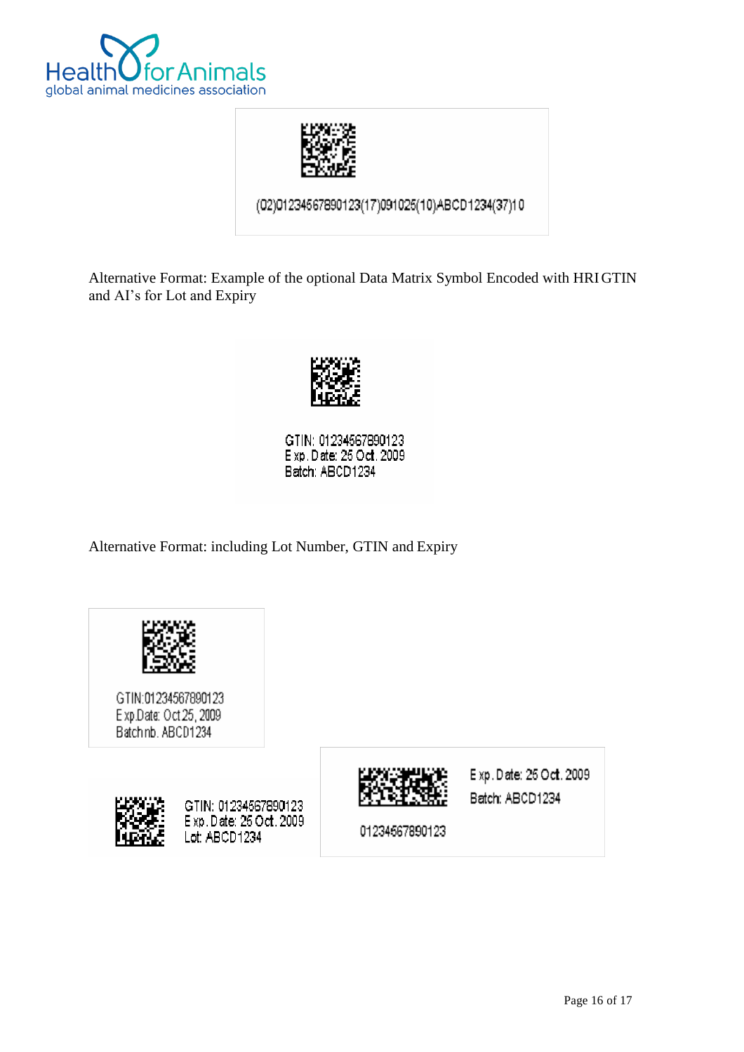(02)01234567890123(17)091025(10)ABCD1234(37)10

Alternative Format: Example of the optional Data Matrix Symbol Encoded with HRI GTIN and AI's for Lot and Expiry

GTIN: 01234567890123
Exp. Date: 25 Oct. 2009
Batch: ABCD1234

Alternative Format: including Lot Number, GTIN and Expiry

GTIN:01234567890123
Exp.Date: Oct 25, 2009
Batch nb. ABCD1234

GTIN: 01234567890123
Exp. Date: 25 Oct. 2009
Lot: ABCD1234

Exp. Date: 25 Oct. 2009
Batch: ABCD1234

01234567890123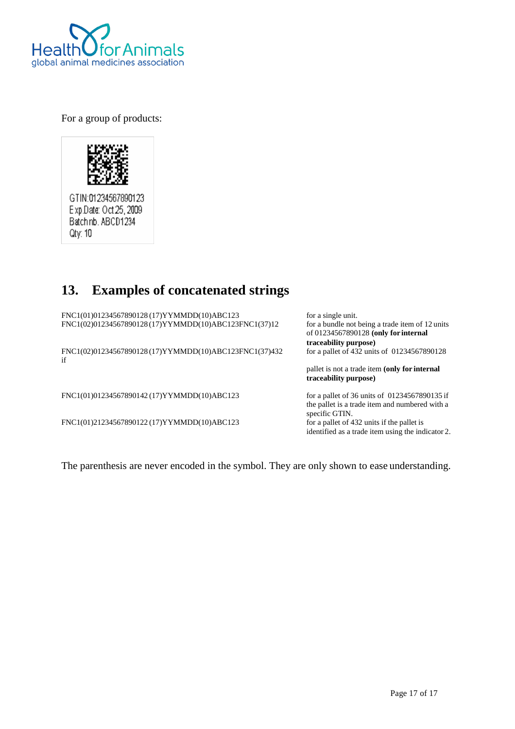For a group of products:

GTIN:01234567890123
Exp.Date: Oct 25, 2009
Batch nb. ABCD1234
Qty: 10

## 13. Examples of concatenated strings

| | |
|---|---|
| FNC1(01)01234567890128(17)YYMMDD(10)ABC123 | for a single unit. |
| FNC1(02)01234567890128(17)YYMMDD(10)ABC123FNC1(37)12 | for a bundle not being a trade item of 12 units of 01234567890128 **(only for internal traceability purpose)** |
| FNC1(02)01234567890128(17)YYMMDD(10)ABC123FNC1(37)432 | for a pallet of 432 units of 01234567890128 if pallet is not a trade item **(only for internal traceability purpose)** |
| FNC1(01)01234567890142(17)YYMMDD(10)ABC123 | for a pallet of 36 units of 01234567890135 if the pallet is a trade item and numbered with a specific GTIN. |
| FNC1(01)21234567890122(17)YYMMDD(10)ABC123 | for a pallet of 432 units if the pallet is identified as a trade item using the indicator 2. |

The parenthesis are never encoded in the symbol. They are only shown to ease understanding.